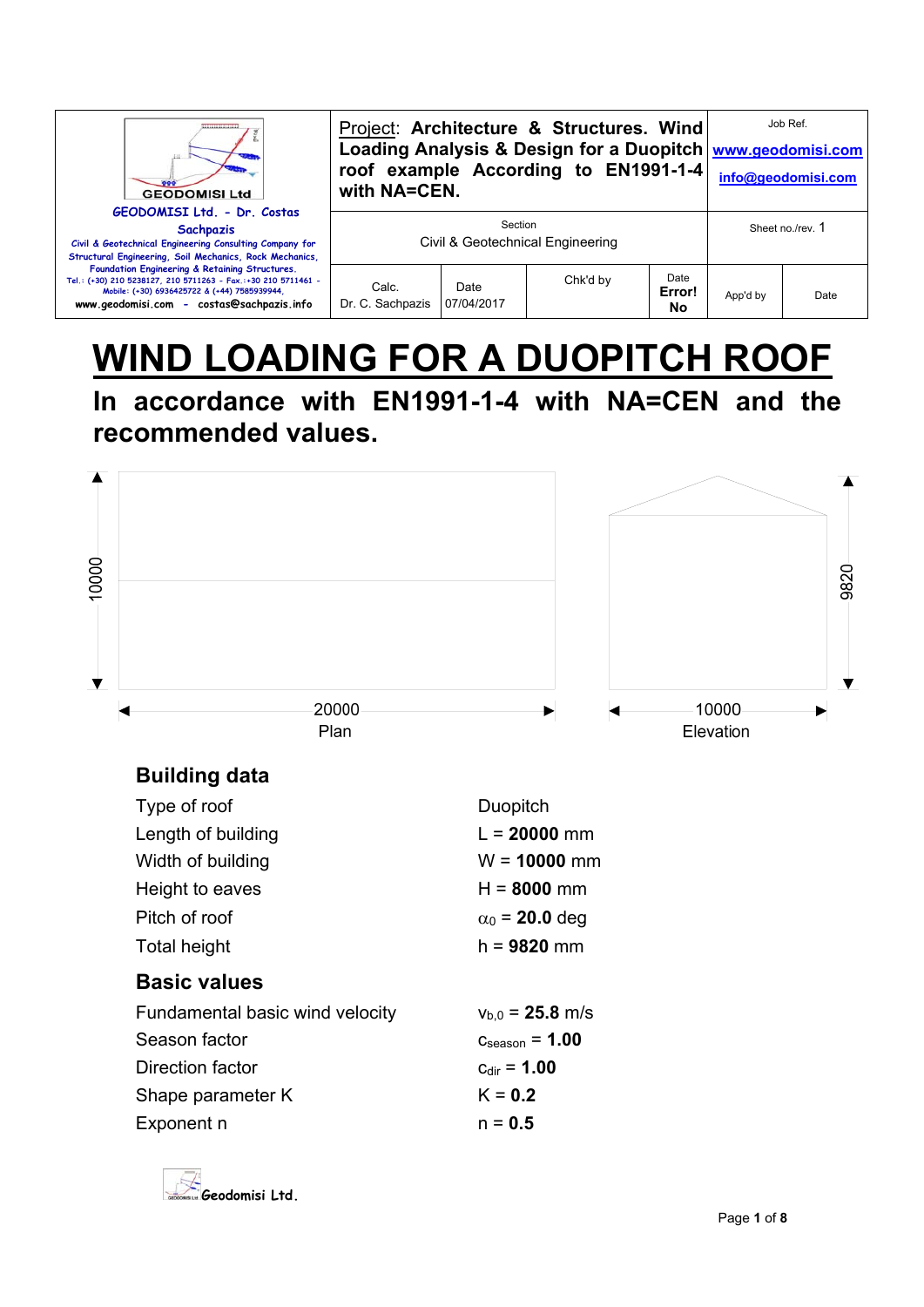| GEODOMISI Ltd. - Dr. Costas Sachpazis<br>Civil & Geotechnical Engineering Consulting Company for Structural Engineering, Soil Mechanics, Rock Mechanics, Foundation Engineering & Retaining Structures.<br>Tel.: (+30) 210 5238127, 210 5711263 - Fax.:+30 210 5711461 - Mobile: (+30) 6936425722 & (+44) 7585939944, www.geodomisi.com - costas@sachpazis.info | Project: **Architecture & Structures. Wind Loading Analysis & Design for a Duopitch roof example According to EN1991-1-4 with NA=CEN.** | | | Job Ref.<br>www.geodomisi.com<br>info@geodomisi.com | |
|---|---|---|---|---|---|
| | Section<br>Civil & Geotechnical Engineering | | | Sheet no./rev. 1 | |
| | Calc.<br>Dr. C. Sachpazis | Date<br>07/04/2017 | Chk'd by | Date<br>**Error! No** | App'd by | Date |

# WIND LOADING FOR A DUOPITCH ROOF

## In accordance with EN1991-1-4 with NA=CEN and the recommended values.

10000

20000

Plan

9820

10000

Elevation

### Building data

| | |
|---|---|
| Type of roof | Duopitch |
| Length of building | L = **20000** mm |
| Width of building | W = **10000** mm |
| Height to eaves | H = **8000** mm |
| Pitch of roof | $\alpha_0$ = **20.0** deg |
| Total height | h = **9820** mm |

### Basic values

| | |
|---|---|
| Fundamental basic wind velocity | $v_{b,0}$ = **25.8** m/s |
| Season factor | $c_{season}$ = **1.00** |
| Direction factor | $c_{dir}$ = **1.00** |
| Shape parameter K | K = **0.2** |
| Exponent n | n = **0.5** |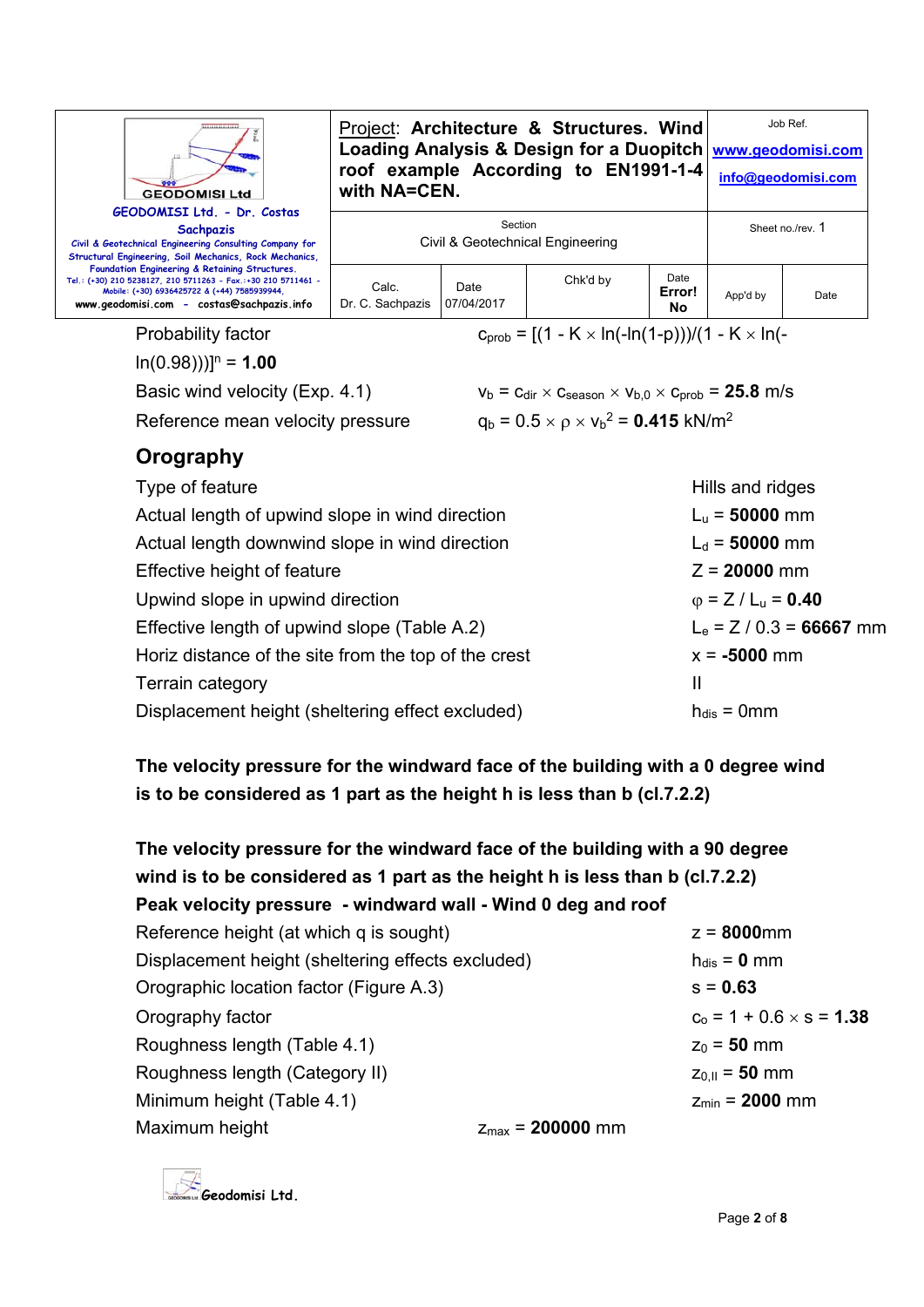Probability factor $c_{prob} = [(1 - K \times \ln(-\ln(1-p)))/(1 - K \times \ln(-\ln(0.98)))]^n = \mathbf{1.00}$

Basic wind velocity (Exp. 4.1) $v_b = c_{dir} \times c_{season} \times v_{b,0} \times c_{prob} = \mathbf{25.8}$ m/s

Reference mean velocity pressure $q_b = 0.5 \times \rho \times v_b^2 = \mathbf{0.415}$ kN/m$^2$

## Orography

| | |
|---|---|
| Type of feature | Hills and ridges |
| Actual length of upwind slope in wind direction | $L_u$ = **50000** mm |
| Actual length downwind slope in wind direction | $L_d$ = **50000** mm |
| Effective height of feature | Z = **20000** mm |
| Upwind slope in upwind direction | $\varphi = Z / L_u$ = **0.40** |
| Effective length of upwind slope (Table A.2) | $L_e = Z / 0.3$ = **66667** mm |
| Horiz distance of the site from the top of the crest | x = **-5000** mm |
| Terrain category | II |
| Displacement height (sheltering effect excluded) | $h_{dis}$ = 0mm |

**The velocity pressure for the windward face of the building with a 0 degree wind is to be considered as 1 part as the height h is less than b (cl.7.2.2)**

**The velocity pressure for the windward face of the building with a 90 degree wind is to be considered as 1 part as the height h is less than b (cl.7.2.2)**

**Peak velocity pressure - windward wall - Wind 0 deg and roof**

| | |
|---|---|
| Reference height (at which q is sought) | z = **8000**mm |
| Displacement height (sheltering effects excluded) | $h_{dis}$ = **0** mm |
| Orographic location factor (Figure A.3) | s = **0.63** |
| Orography factor | $c_o = 1 + 0.6 \times s$ = **1.38** |
| Roughness length (Table 4.1) | $z_0$ = **50** mm |
| Roughness length (Category II) | $z_{0,II}$ = **50** mm |
| Minimum height (Table 4.1) | $z_{min}$ = **2000** mm |
| Maximum height | $z_{max}$ = **200000** mm |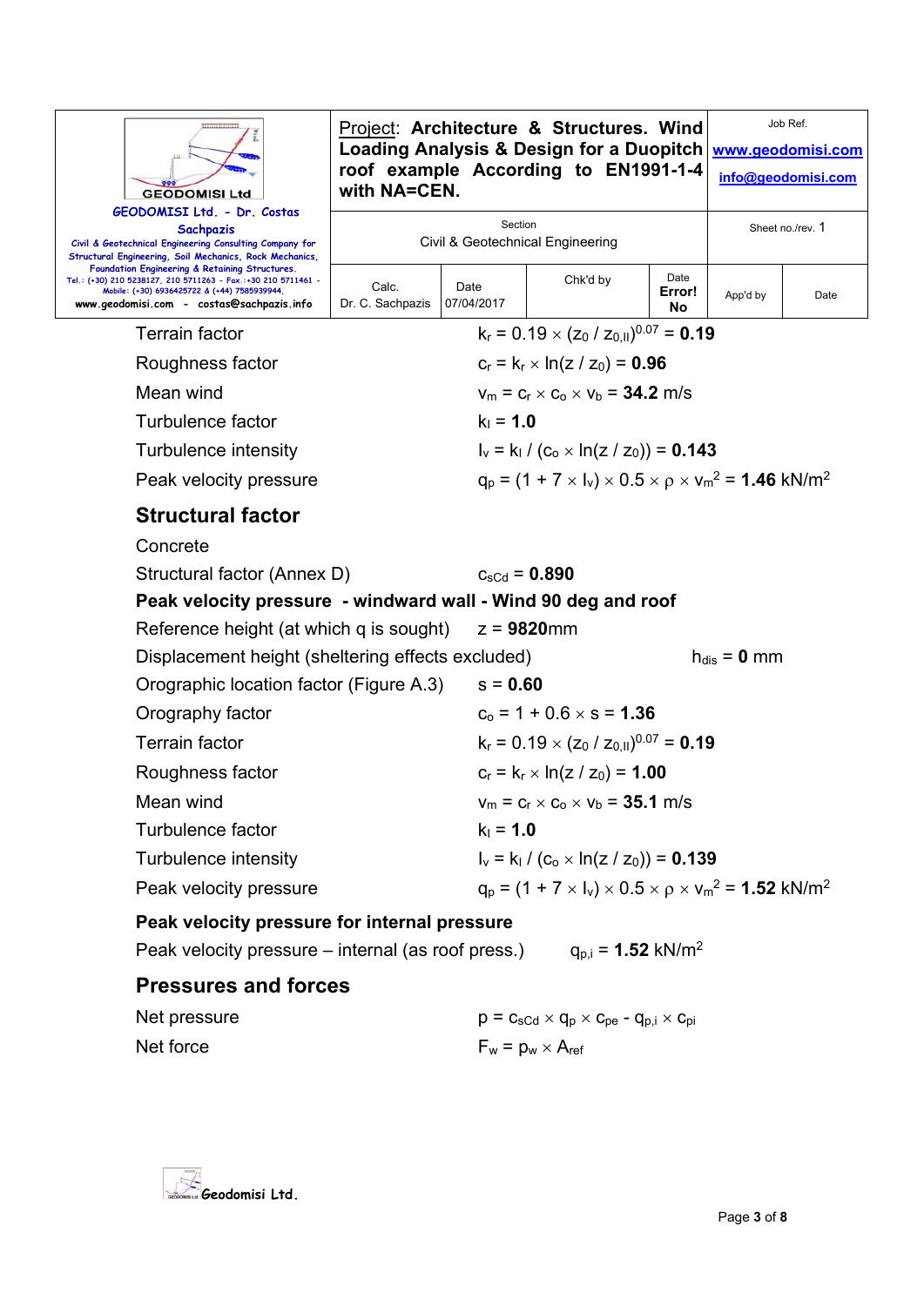| GEODOMISI Ltd. - Dr. Costas Sachpazis<br>Civil & Geotechnical Engineering Consulting Company for Structural Engineering, Soil Mechanics, Rock Mechanics, Foundation Engineering & Retaining Structures.<br>Tel.: (+30) 210 5238127, 210 5711263 - Fax.:+30 210 5711461 - Mobile: (+30) 6936425722 & (+44) 7585939944,<br>www.geodomisi.com - costas@sachpazis.info | Project: **Architecture & Structures. Wind Loading Analysis & Design for a Duopitch roof example According to EN1991-1-4 with NA=CEN.** | | | Job Ref.<br>www.geodomisi.com<br>info@geodomisi.com | |
|---|---|---|---|---|---|
| | Section<br>Civil & Geotechnical Engineering | | | Sheet no./rev. 1 | |
| | Calc.<br>Dr. C. Sachpazis | Date<br>07/04/2017 | Chk'd by | Date<br>**Error! No** | App'd by | Date |

Terrain factor $k_r = 0.19 \times (z_0 / z_{0,II})^{0.07} = \mathbf{0.19}$

Roughness factor $c_r = k_r \times \ln(z / z_0) = \mathbf{0.96}$

Mean wind $v_m = c_r \times c_o \times v_b = \mathbf{34.2}$ m/s

Turbulence factor $k_I = \mathbf{1.0}$

Turbulence intensity $I_v = k_I / (c_o \times \ln(z / z_0)) = \mathbf{0.143}$

Peak velocity pressure $q_p = (1 + 7 \times I_v) \times 0.5 \times \rho \times v_m^2 = \mathbf{1.46}$ kN/m$^2$

## Structural factor

Concrete

Structural factor (Annex D) $c_{sCd} = \mathbf{0.890}$

**Peak velocity pressure - windward wall - Wind 90 deg and roof**

Reference height (at which q is sought) $z = \mathbf{9820}$mm

Displacement height (sheltering effects excluded) $h_{dis} = \mathbf{0}$ mm

Orographic location factor (Figure A.3) $s = \mathbf{0.60}$

Orography factor $c_o = 1 + 0.6 \times s = \mathbf{1.36}$

Terrain factor $k_r = 0.19 \times (z_0 / z_{0,II})^{0.07} = \mathbf{0.19}$

Roughness factor $c_r = k_r \times \ln(z / z_0) = \mathbf{1.00}$

Mean wind $v_m = c_r \times c_o \times v_b = \mathbf{35.1}$ m/s

Turbulence factor $k_I = \mathbf{1.0}$

Turbulence intensity $I_v = k_I / (c_o \times \ln(z / z_0)) = \mathbf{0.139}$

Peak velocity pressure $q_p = (1 + 7 \times I_v) \times 0.5 \times \rho \times v_m^2 = \mathbf{1.52}$ kN/m$^2$

**Peak velocity pressure for internal pressure**

Peak velocity pressure – internal (as roof press.) $q_{p,i} = \mathbf{1.52}$ kN/m$^2$

## Pressures and forces

Net pressure $p = c_{sCd} \times q_p \times c_{pe} - q_{p,i} \times c_{pi}$

Net force $F_w = p_w \times A_{ref}$

Geodomisi Ltd.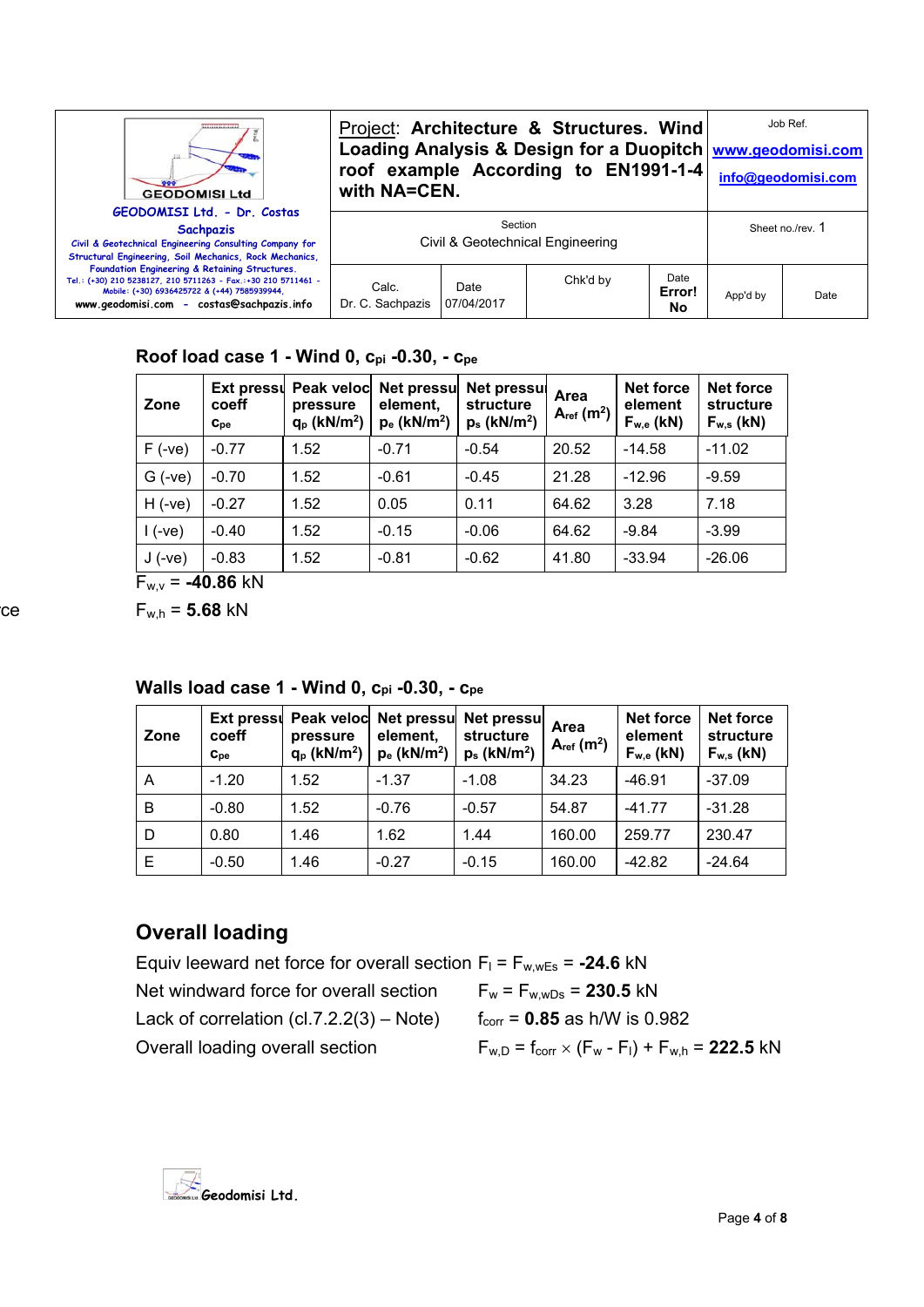| GEODOMISI Ltd. - Dr. Costas Sachpazis<br>Civil & Geotechnical Engineering Consulting Company for Structural Engineering, Soil Mechanics, Rock Mechanics, Foundation Engineering & Retaining Structures.<br>Tel.: (+30) 210 5238127, 210 5711263 - Fax.:+30 210 5711461 - Mobile: (+30) 6936425722 & (+44) 7585939944,<br>www.geodomisi.com - costas@sachpazis.info | Project: **Architecture & Structures. Wind Loading Analysis & Design for a Duopitch roof example According to EN1991-1-4 with NA=CEN.** | | | Job Ref.<br>www.geodomisi.com<br>info@geodomisi.com | |
|---|---|---|---|---|---|
| | Section<br>Civil & Geotechnical Engineering | | | Sheet no./rev. 1 | |
| | Calc.<br>Dr. C. Sachpazis | Date<br>07/04/2017 | Chk'd by | Date<br>**Error! No** | App'd by | Date |

### Roof load case 1 - Wind 0, $c_{pi}$ -0.30, - $c_{pe}$

| Zone | Ext pressure coeff $c_{pe}$ | Peak velocity pressure $q_p$ (kN/m²) | Net pressure element, $p_e$ (kN/m²) | Net pressure structure $p_s$ (kN/m²) | Area $A_{ref}$ (m²) | Net force element $F_{w,e}$ (kN) | Net force structure $F_{w,s}$ (kN) |
|---|---|---|---|---|---|---|---|
| F (-ve) | -0.77 | 1.52 | -0.71 | -0.54 | 20.52 | -14.58 | -11.02 |
| G (-ve) | -0.70 | 1.52 | -0.61 | -0.45 | 21.28 | -12.96 | -9.59 |
| H (-ve) | -0.27 | 1.52 | 0.05 | 0.11 | 64.62 | 3.28 | 7.18 |
| I (-ve) | -0.40 | 1.52 | -0.15 | -0.06 | 64.62 | -9.84 | -3.99 |
| J (-ve) | -0.83 | 1.52 | -0.81 | -0.62 | 41.80 | -33.94 | -26.06 |

$F_{w,v}$ = **-40.86** kN

$F_{w,h}$ = **5.68** kN

### Walls load case 1 - Wind 0, $c_{pi}$ -0.30, - $c_{pe}$

| Zone | Ext pressure coeff $c_{pe}$ | Peak velocity pressure $q_p$ (kN/m²) | Net pressure element, $p_e$ (kN/m²) | Net pressure structure $p_s$ (kN/m²) | Area $A_{ref}$ (m²) | Net force element $F_{w,e}$ (kN) | Net force structure $F_{w,s}$ (kN) |
|---|---|---|---|---|---|---|---|
| A | -1.20 | 1.52 | -1.37 | -1.08 | 34.23 | -46.91 | -37.09 |
| B | -0.80 | 1.52 | -0.76 | -0.57 | 54.87 | -41.77 | -31.28 |
| D | 0.80 | 1.46 | 1.62 | 1.44 | 160.00 | 259.77 | 230.47 |
| E | -0.50 | 1.46 | -0.27 | -0.15 | 160.00 | -42.82 | -24.64 |

## Overall loading

Equiv leeward net force for overall section $F_l = F_{w,wEs}$ = **-24.6** kN

Net windward force for overall section $F_w = F_{w,wDs}$ = **230.5** kN

Lack of correlation (cl.7.2.2(3) – Note) $f_{corr}$ = **0.85** as h/W is 0.982

Overall loading overall section $F_{w,D} = f_{corr} \times (F_w - F_l) + F_{w,h}$ = **222.5** kN

Geodomisi Ltd.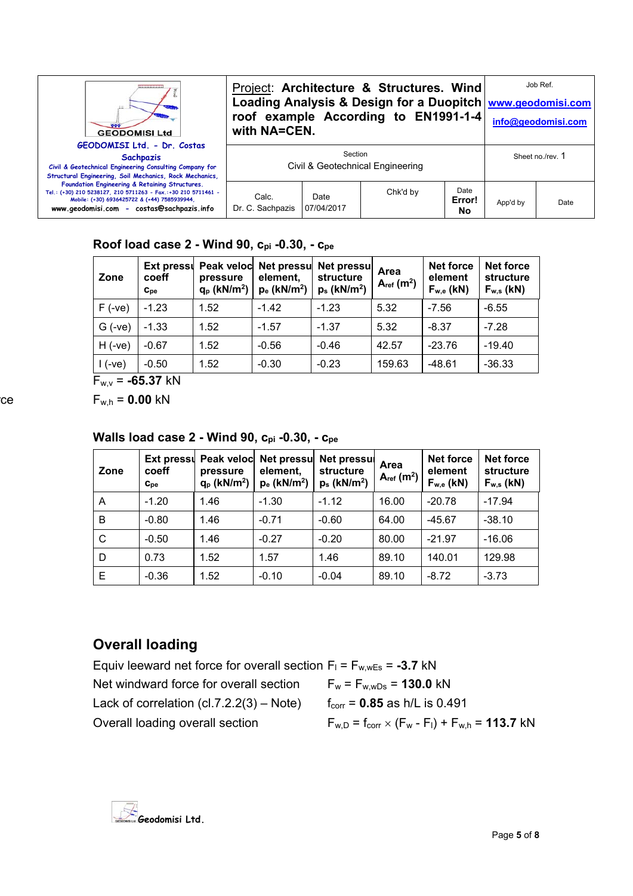| GEODOMISI Ltd. - Dr. Costas Sachpazis<br>Civil & Geotechnical Engineering Consulting Company for Structural Engineering, Soil Mechanics, Rock Mechanics, Foundation Engineering & Retaining Structures.<br>Tel.: (+30) 210 5238127, 210 5711263 - Fax.:+30 210 5711461 - Mobile: (+30) 6936425722 & (+44) 7585939944,<br>www.geodomisi.com - costas@sachpazis.info | Project: **Architecture & Structures. Wind Loading Analysis & Design for a Duopitch roof example According to EN1991-1-4 with NA=CEN.** | | | Job Ref.<br>www.geodomisi.com<br>info@geodomisi.com | |
|---|---|---|---|---|---|
| | Section<br>Civil & Geotechnical Engineering | | | Sheet no./rev. 1 | |
| | Calc.<br>Dr. C. Sachpazis | Date<br>07/04/2017 | Chk'd by | Date<br>**Error! No** | App'd by | Date |

### Roof load case 2 - Wind 90, $c_{pi}$ -0.30, - $c_{pe}$

| Zone | Ext pressure coeff $c_{pe}$ | Peak velocity pressure $q_p$ (kN/m$^2$) | Net pressure element, $p_e$ (kN/m$^2$) | Net pressure structure $p_s$ (kN/m$^2$) | Area $A_{ref}$ (m$^2$) | Net force element $F_{w,e}$ (kN) | Net force structure $F_{w,s}$ (kN) |
|---|---|---|---|---|---|---|---|
| F (-ve) | -1.23 | 1.52 | -1.42 | -1.23 | 5.32 | -7.56 | -6.55 |
| G (-ve) | -1.33 | 1.52 | -1.57 | -1.37 | 5.32 | -8.37 | -7.28 |
| H (-ve) | -0.67 | 1.52 | -0.56 | -0.46 | 42.57 | -23.76 | -19.40 |
| I (-ve) | -0.50 | 1.52 | -0.30 | -0.23 | 159.63 | -48.61 | -36.33 |

$F_{w,v}$ = **-65.37** kN

$F_{w,h}$ = **0.00** kN

### Walls load case 2 - Wind 90, $c_{pi}$ -0.30, - $c_{pe}$

| Zone | Ext pressure coeff $c_{pe}$ | Peak velocity pressure $q_p$ (kN/m$^2$) | Net pressure element, $p_e$ (kN/m$^2$) | Net pressure structure $p_s$ (kN/m$^2$) | Area $A_{ref}$ (m$^2$) | Net force element $F_{w,e}$ (kN) | Net force structure $F_{w,s}$ (kN) |
|---|---|---|---|---|---|---|---|
| A | -1.20 | 1.46 | -1.30 | -1.12 | 16.00 | -20.78 | -17.94 |
| B | -0.80 | 1.46 | -0.71 | -0.60 | 64.00 | -45.67 | -38.10 |
| C | -0.50 | 1.46 | -0.27 | -0.20 | 80.00 | -21.97 | -16.06 |
| D | 0.73 | 1.52 | 1.57 | 1.46 | 89.10 | 140.01 | 129.98 |
| E | -0.36 | 1.52 | -0.10 | -0.04 | 89.10 | -8.72 | -3.73 |

## Overall loading

Equiv leeward net force for overall section $F_l = F_{w,wEs}$ = **-3.7** kN

Net windward force for overall section $F_w = F_{w,wDs}$ = **130.0** kN

Lack of correlation (cl.7.2.2(3) – Note) $f_{corr}$ = **0.85** as h/L is 0.491

Overall loading overall section $F_{w,D} = f_{corr} \times (F_w - F_l) + F_{w,h}$ = **113.7** kN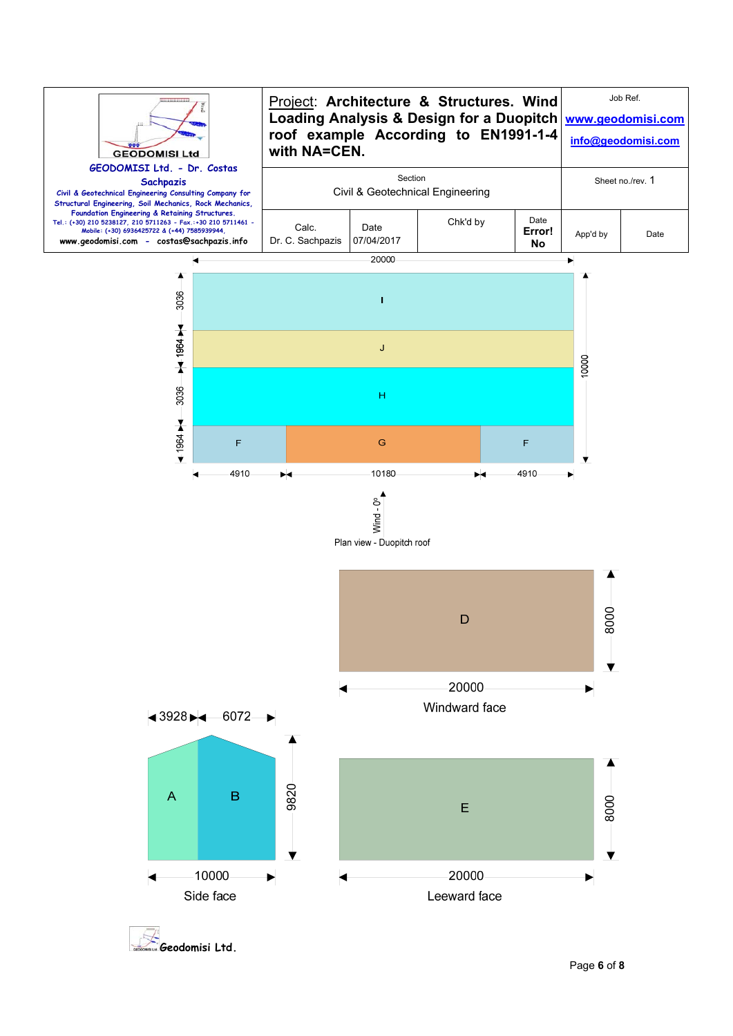| GEODOMISI Ltd. - Dr. Costas Sachpazis<br>Civil & Geotechnical Engineering Consulting Company for Structural Engineering, Soil Mechanics, Rock Mechanics, Foundation Engineering & Retaining Structures.<br>Tel.: (+30) 210 5238127, 210 5711263 - Fax.:+30 210 5711461 - Mobile: (+30) 6936425722 & (+44) 7585939944,<br>www.geodomisi.com - costas@sachpazis.info | Project: Architecture & Structures. Wind Loading Analysis & Design for a Duopitch roof example According to EN1991-1-4 with NA=CEN. | | | Job Ref.<br>www.geodomisi.com<br>info@geodomisi.com | |
|---|---|---|---|---|---|
| | Section<br>Civil & Geotechnical Engineering | | | Sheet no./rev. 1 | |
| | Calc.<br>Dr. C. Sachpazis | Date<br>07/04/2017 | Chk'd by | Date<br>Error! No | App'd by | Date |

Plan view - Duopitch roof

Windward face

Side face

Leeward face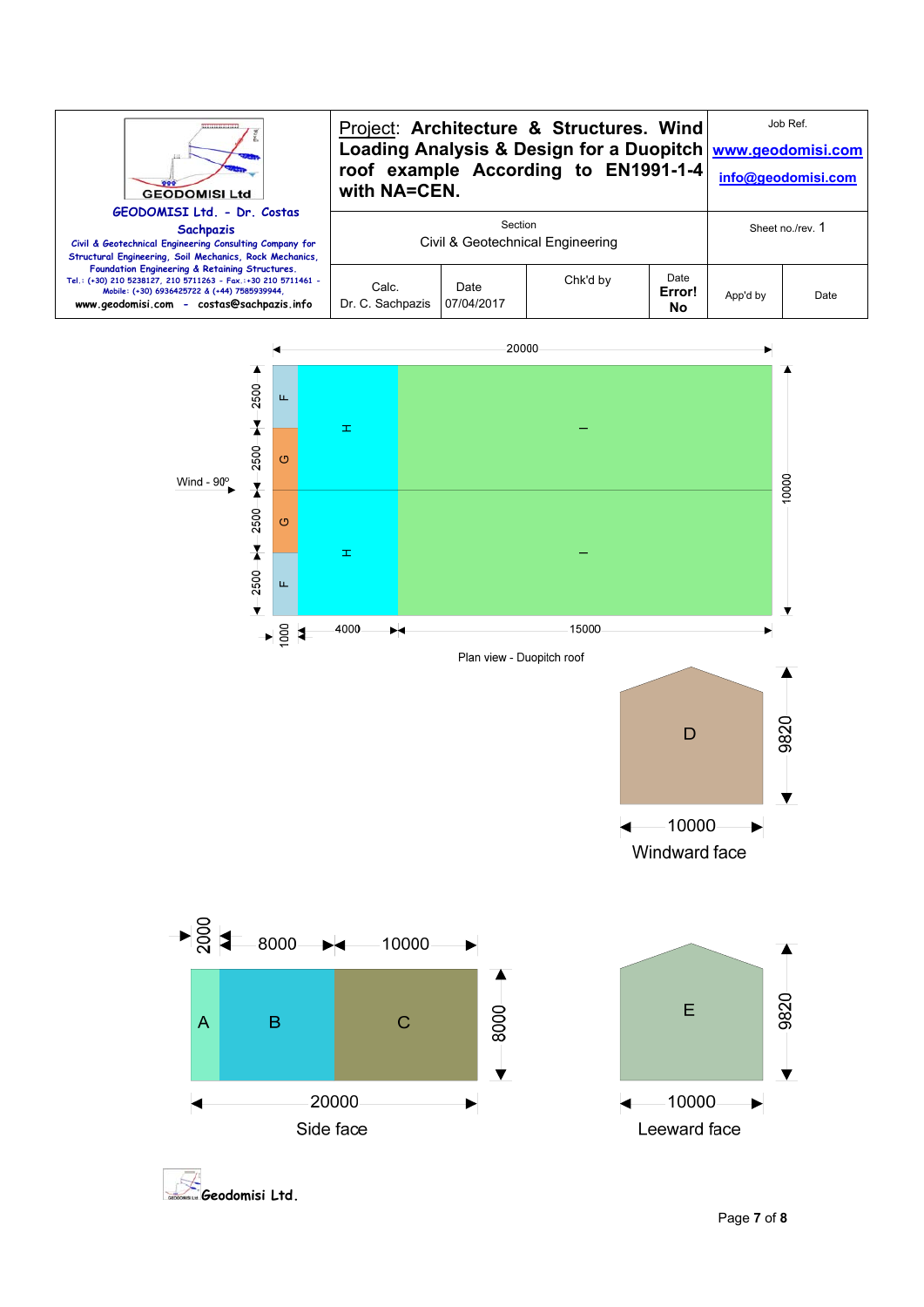| GEODOMISI Ltd. - Dr. Costas Sachpazis<br>Civil & Geotechnical Engineering Consulting Company for Structural Engineering, Soil Mechanics, Rock Mechanics, Foundation Engineering & Retaining Structures.<br>Tel.: (+30) 210 5238127, 210 5711263 - Fax.:+30 210 5711461 - Mobile: (+30) 6936425722 & (+44) 7585939944,<br>www.geodomisi.com - costas@sachpazis.info | Project: **Architecture & Structures. Wind Loading Analysis & Design for a Duopitch roof example According to EN1991-1-4 with NA=CEN.** | | | Job Ref.<br>www.geodomisi.com<br>info@geodomisi.com | |
|---|---|---|---|---|---|
| | Section<br>Civil & Geotechnical Engineering | | | Sheet no./rev. 1 | |
| | Calc.<br>Dr. C. Sachpazis | Date<br>07/04/2017 | Chk'd by | Date<br>**Error! No** | App'd by | Date |

Plan view - Duopitch roof

Windward face

Side face

Leeward face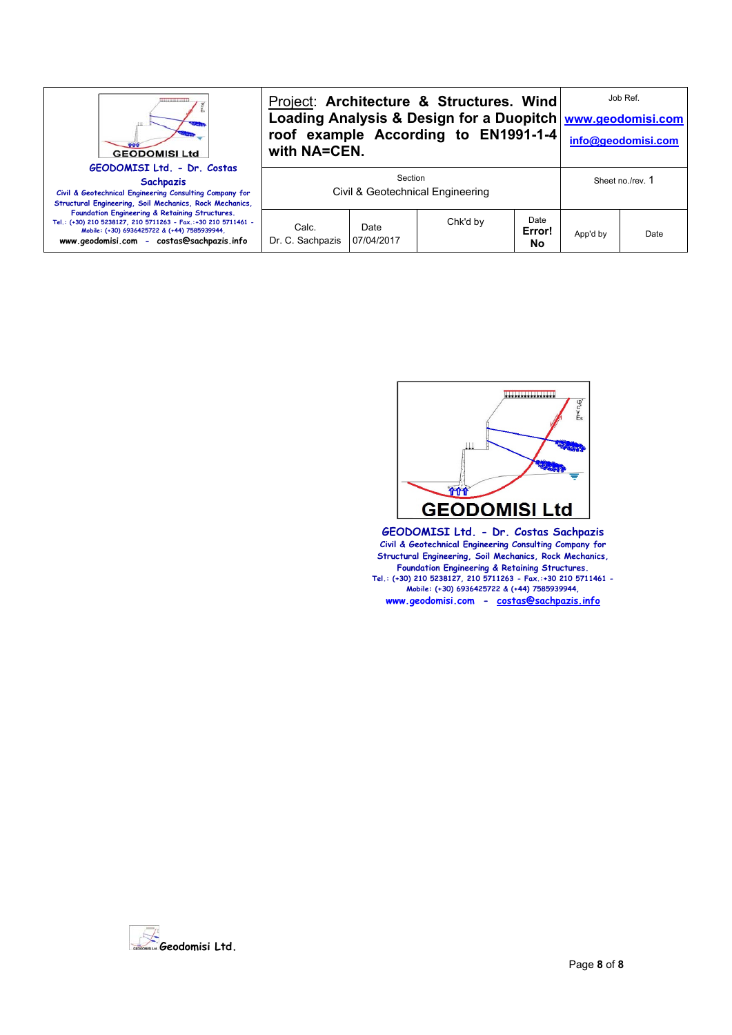GEODOMISI Ltd. - Dr. Costas Sachpazis

Civil & Geotechnical Engineering Consulting Company for Structural Engineering, Soil Mechanics, Rock Mechanics, Foundation Engineering & Retaining Structures.

Tel.: (+30) 210 5238127, 210 5711263 - Fax.:+30 210 5711461 - Mobile: (+30) 6936425722 & (+44) 7585939944,

www.geodomisi.com - costas@sachpazis.info